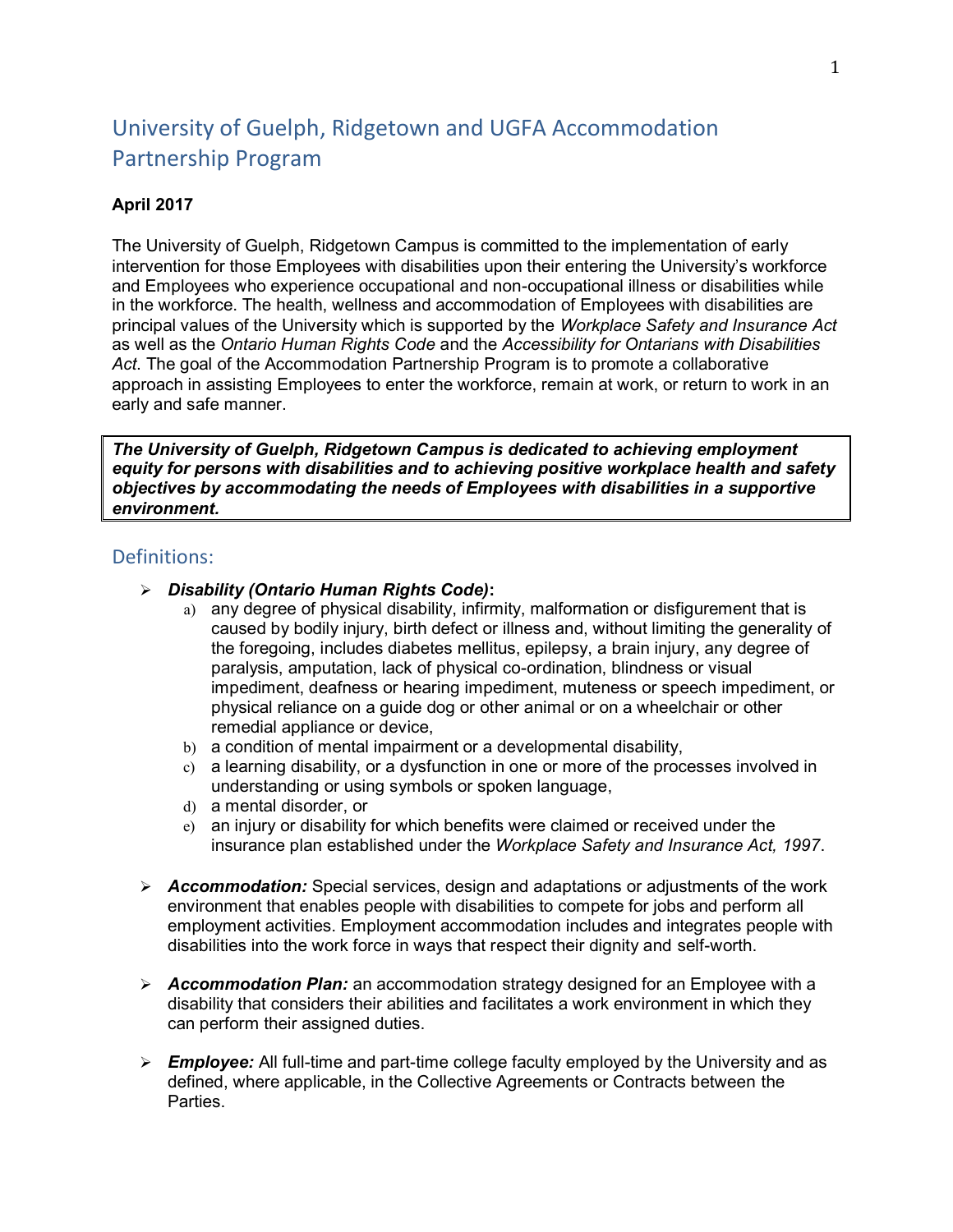# University of Guelph, Ridgetown and UGFA Accommodation Partnership Program

**April 2017**

The University of Guelph, Ridgetown Campus is committed to the implementation of early intervention for those Employees with disabilities upon their entering the University's workforce and Employees who experience occupational and non-occupational illness or disabilities while in the workforce. The health, wellness and accommodation of Employees with disabilities are principal values of the University which is supported by the *Workplace Safety and Insurance Act* as well as the *Ontario Human Rights Code* and the *Accessibility for Ontarians with Disabilities Act*. The goal of the Accommodation Partnership Program is to promote a collaborative approach in assisting Employees to enter the workforce, remain at work, or return to work in an early and safe manner.

> ***The University of Guelph, Ridgetown Campus is dedicated to achieving employment equity for persons with disabilities and to achieving positive workplace health and safety objectives by accommodating the needs of Employees with disabilities in a supportive environment.***

## Definitions:

- ***Disability (Ontario Human Rights Code)*:**
  a) any degree of physical disability, infirmity, malformation or disfigurement that is caused by bodily injury, birth defect or illness and, without limiting the generality of the foregoing, includes diabetes mellitus, epilepsy, a brain injury, any degree of paralysis, amputation, lack of physical co-ordination, blindness or visual impediment, deafness or hearing impediment, muteness or speech impediment, or physical reliance on a guide dog or other animal or on a wheelchair or other remedial appliance or device,
  b) a condition of mental impairment or a developmental disability,
  c) a learning disability, or a dysfunction in one or more of the processes involved in understanding or using symbols or spoken language,
  d) a mental disorder, or
  e) an injury or disability for which benefits were claimed or received under the insurance plan established under the *Workplace Safety and Insurance Act, 1997*.

- ***Accommodation:*** Special services, design and adaptations or adjustments of the work environment that enables people with disabilities to compete for jobs and perform all employment activities. Employment accommodation includes and integrates people with disabilities into the work force in ways that respect their dignity and self-worth.

- ***Accommodation Plan:*** an accommodation strategy designed for an Employee with a disability that considers their abilities and facilitates a work environment in which they can perform their assigned duties.

- ***Employee:*** All full-time and part-time college faculty employed by the University and as defined, where applicable, in the Collective Agreements or Contracts between the Parties.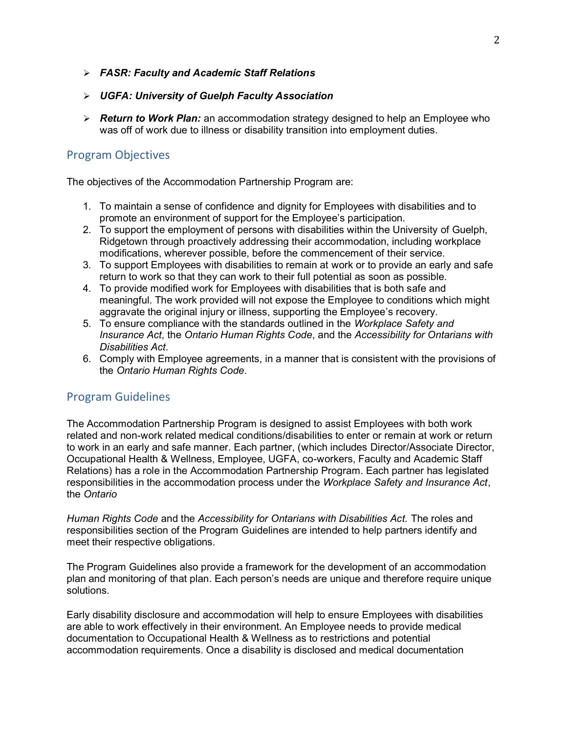- ***FASR: Faculty and Academic Staff Relations***
- ***UGFA: University of Guelph Faculty Association***
- ***Return to Work Plan:*** an accommodation strategy designed to help an Employee who was off of work due to illness or disability transition into employment duties.

## Program Objectives

The objectives of the Accommodation Partnership Program are:

1. To maintain a sense of confidence and dignity for Employees with disabilities and to promote an environment of support for the Employee's participation.
2. To support the employment of persons with disabilities within the University of Guelph, Ridgetown through proactively addressing their accommodation, including workplace modifications, wherever possible, before the commencement of their service.
3. To support Employees with disabilities to remain at work or to provide an early and safe return to work so that they can work to their full potential as soon as possible.
4. To provide modified work for Employees with disabilities that is both safe and meaningful. The work provided will not expose the Employee to conditions which might aggravate the original injury or illness, supporting the Employee's recovery.
5. To ensure compliance with the standards outlined in the *Workplace Safety and Insurance Act*, the *Ontario Human Rights Code*, and the *Accessibility for Ontarians with Disabilities Act*.
6. Comply with Employee agreements, in a manner that is consistent with the provisions of the *Ontario Human Rights Code*.

## Program Guidelines

The Accommodation Partnership Program is designed to assist Employees with both work related and non-work related medical conditions/disabilities to enter or remain at work or return to work in an early and safe manner. Each partner, (which includes Director/Associate Director, Occupational Health & Wellness, Employee, UGFA, co-workers, Faculty and Academic Staff Relations) has a role in the Accommodation Partnership Program. Each partner has legislated responsibilities in the accommodation process under the *Workplace Safety and Insurance Act*, the *Ontario Human Rights Code* and the *Accessibility for Ontarians with Disabilities Act.* The roles and responsibilities section of the Program Guidelines are intended to help partners identify and meet their respective obligations.

The Program Guidelines also provide a framework for the development of an accommodation plan and monitoring of that plan. Each person's needs are unique and therefore require unique solutions.

Early disability disclosure and accommodation will help to ensure Employees with disabilities are able to work effectively in their environment. An Employee needs to provide medical documentation to Occupational Health & Wellness as to restrictions and potential accommodation requirements. Once a disability is disclosed and medical documentation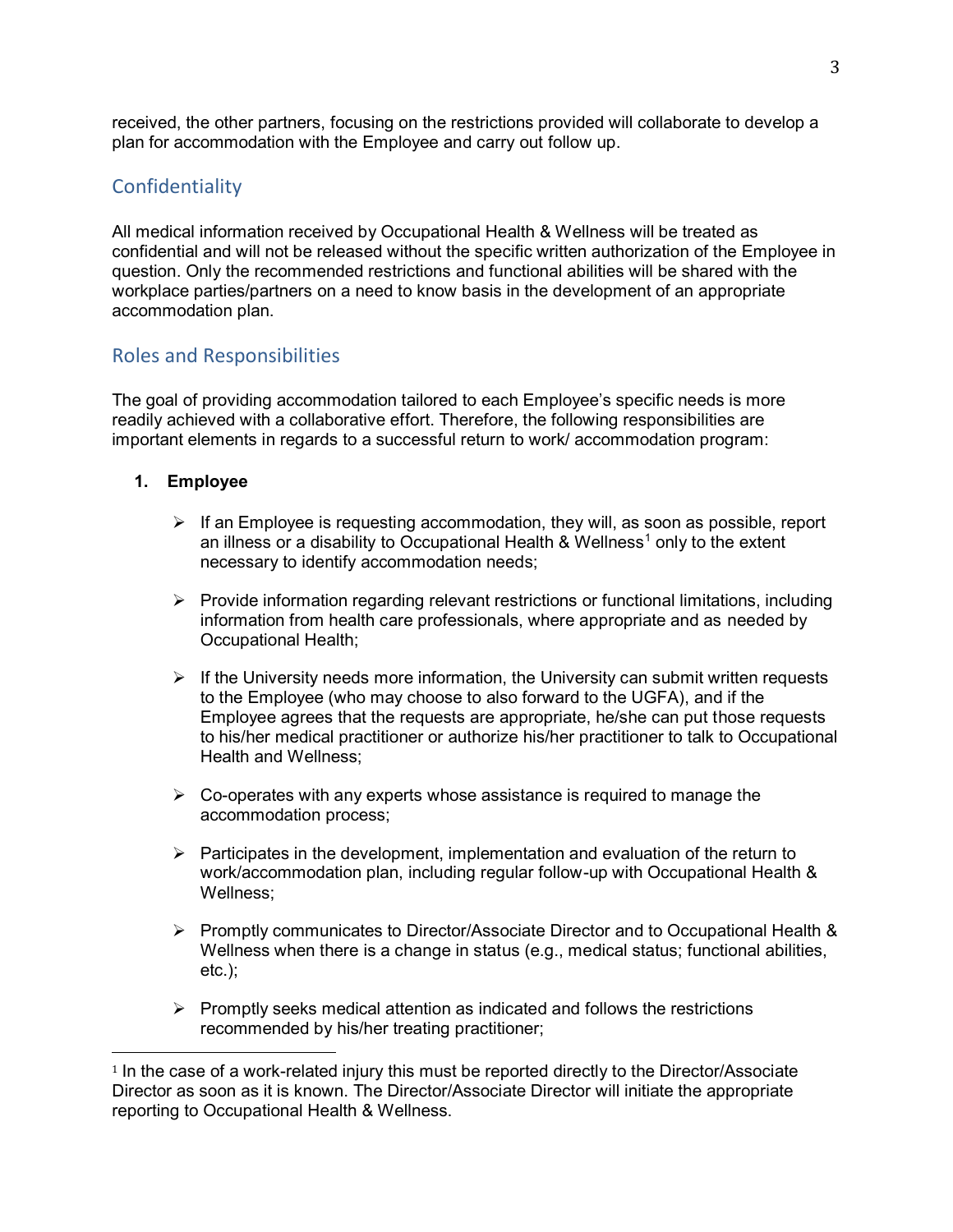received, the other partners, focusing on the restrictions provided will collaborate to develop a plan for accommodation with the Employee and carry out follow up.

## Confidentiality

All medical information received by Occupational Health & Wellness will be treated as confidential and will not be released without the specific written authorization of the Employee in question. Only the recommended restrictions and functional abilities will be shared with the workplace parties/partners on a need to know basis in the development of an appropriate accommodation plan.

## Roles and Responsibilities

The goal of providing accommodation tailored to each Employee's specific needs is more readily achieved with a collaborative effort. Therefore, the following responsibilities are important elements in regards to a successful return to work/ accommodation program:

1. **Employee**

   - If an Employee is requesting accommodation, they will, as soon as possible, report an illness or a disability to Occupational Health & Wellness[1] only to the extent necessary to identify accommodation needs;
   - Provide information regarding relevant restrictions or functional limitations, including information from health care professionals, where appropriate and as needed by Occupational Health;
   - If the University needs more information, the University can submit written requests to the Employee (who may choose to also forward to the UGFA), and if the Employee agrees that the requests are appropriate, he/she can put those requests to his/her medical practitioner or authorize his/her practitioner to talk to Occupational Health and Wellness;
   - Co-operates with any experts whose assistance is required to manage the accommodation process;
   - Participates in the development, implementation and evaluation of the return to work/accommodation plan, including regular follow-up with Occupational Health & Wellness;
   - Promptly communicates to Director/Associate Director and to Occupational Health & Wellness when there is a change in status (e.g., medical status; functional abilities, etc.);
   - Promptly seeks medical attention as indicated and follows the restrictions recommended by his/her treating practitioner;

---

[1] In the case of a work-related injury this must be reported directly to the Director/Associate Director as soon as it is known. The Director/Associate Director will initiate the appropriate reporting to Occupational Health & Wellness.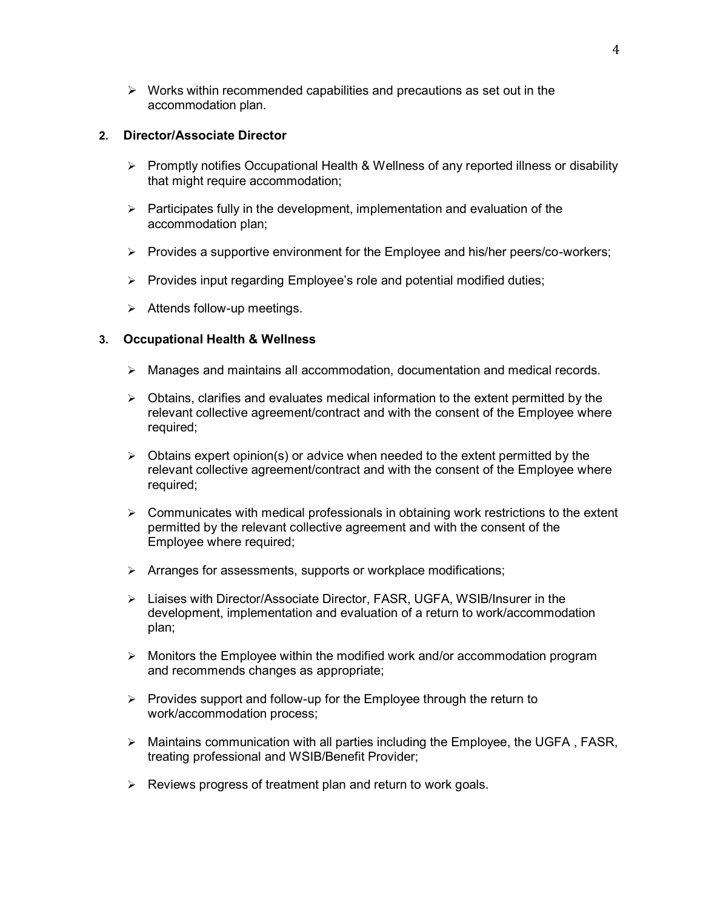- Works within recommended capabilities and precautions as set out in the accommodation plan.

**2. Director/Associate Director**

- Promptly notifies Occupational Health & Wellness of any reported illness or disability that might require accommodation;
- Participates fully in the development, implementation and evaluation of the accommodation plan;
- Provides a supportive environment for the Employee and his/her peers/co-workers;
- Provides input regarding Employee's role and potential modified duties;
- Attends follow-up meetings.

**3. Occupational Health & Wellness**

- Manages and maintains all accommodation, documentation and medical records.
- Obtains, clarifies and evaluates medical information to the extent permitted by the relevant collective agreement/contract and with the consent of the Employee where required;
- Obtains expert opinion(s) or advice when needed to the extent permitted by the relevant collective agreement/contract and with the consent of the Employee where required;
- Communicates with medical professionals in obtaining work restrictions to the extent permitted by the relevant collective agreement and with the consent of the Employee where required;
- Arranges for assessments, supports or workplace modifications;
- Liaises with Director/Associate Director, FASR, UGFA, WSIB/Insurer in the development, implementation and evaluation of a return to work/accommodation plan;
- Monitors the Employee within the modified work and/or accommodation program and recommends changes as appropriate;
- Provides support and follow-up for the Employee through the return to work/accommodation process;
- Maintains communication with all parties including the Employee, the UGFA , FASR, treating professional and WSIB/Benefit Provider;
- Reviews progress of treatment plan and return to work goals.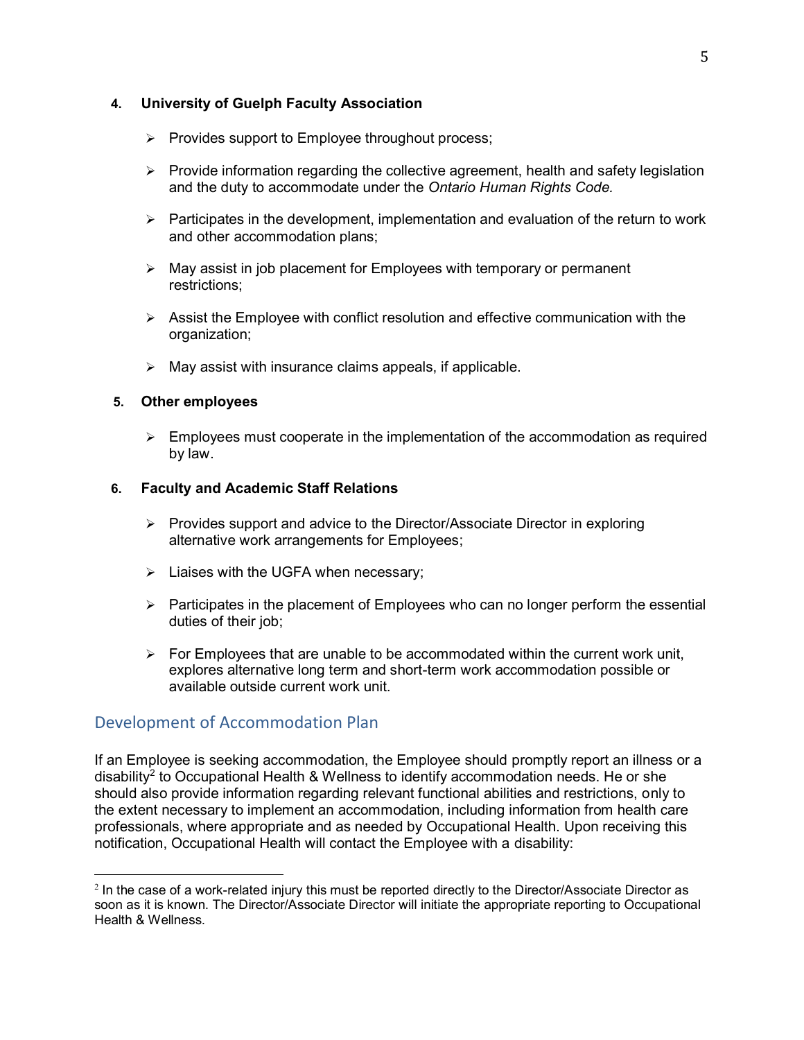#### 4. University of Guelph Faculty Association

- Provides support to Employee throughout process;
- Provide information regarding the collective agreement, health and safety legislation and the duty to accommodate under the *Ontario Human Rights Code.*
- Participates in the development, implementation and evaluation of the return to work and other accommodation plans;
- May assist in job placement for Employees with temporary or permanent restrictions;
- Assist the Employee with conflict resolution and effective communication with the organization;
- May assist with insurance claims appeals, if applicable.

#### 5. Other employees

- Employees must cooperate in the implementation of the accommodation as required by law.

#### 6. Faculty and Academic Staff Relations

- Provides support and advice to the Director/Associate Director in exploring alternative work arrangements for Employees;
- Liaises with the UGFA when necessary;
- Participates in the placement of Employees who can no longer perform the essential duties of their job;
- For Employees that are unable to be accommodated within the current work unit, explores alternative long term and short-term work accommodation possible or available outside current work unit.

## Development of Accommodation Plan

If an Employee is seeking accommodation, the Employee should promptly report an illness or a disability[2] to Occupational Health & Wellness to identify accommodation needs. He or she should also provide information regarding relevant functional abilities and restrictions, only to the extent necessary to implement an accommodation, including information from health care professionals, where appropriate and as needed by Occupational Health. Upon receiving this notification, Occupational Health will contact the Employee with a disability:

---

[2] In the case of a work-related injury this must be reported directly to the Director/Associate Director as soon as it is known. The Director/Associate Director will initiate the appropriate reporting to Occupational Health & Wellness.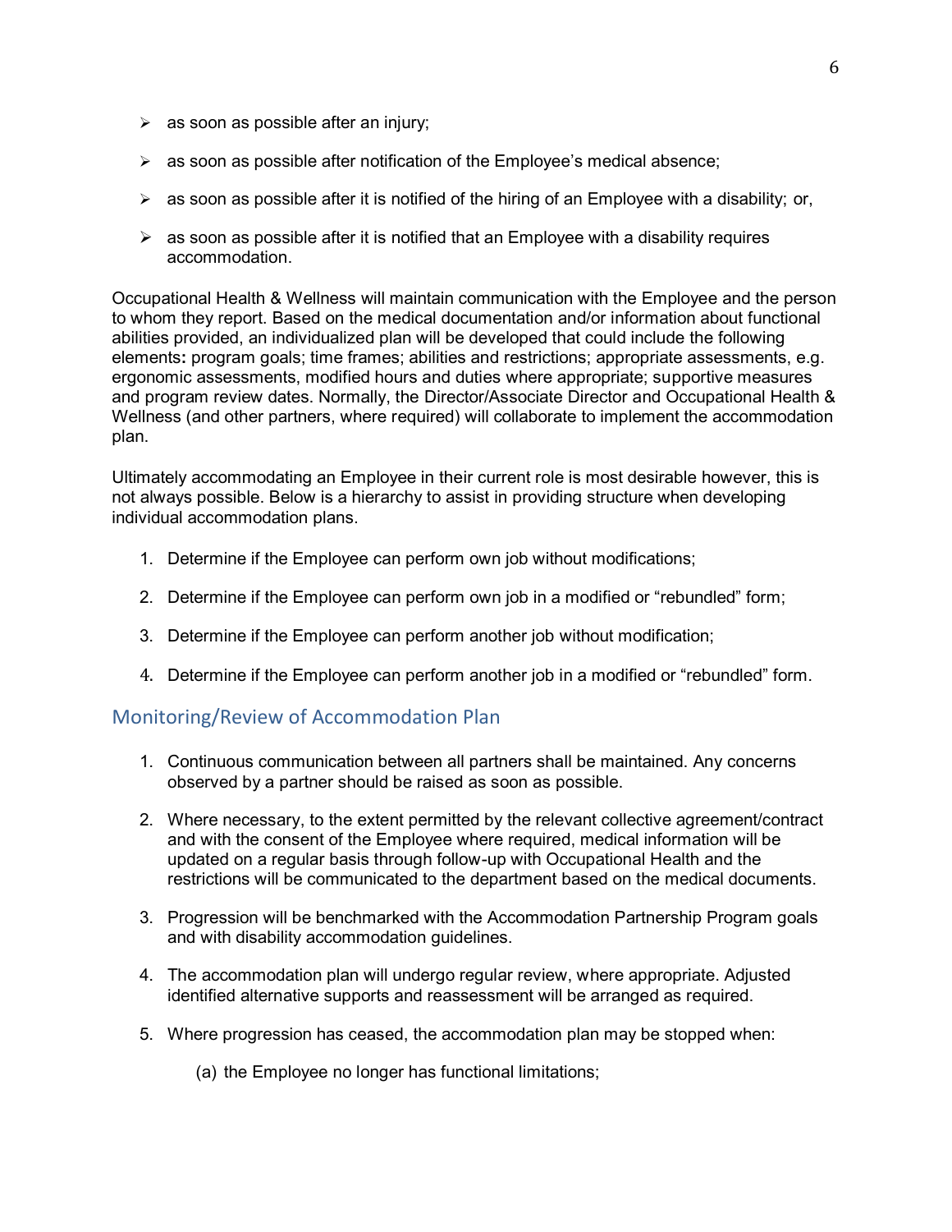- as soon as possible after an injury;
- as soon as possible after notification of the Employee's medical absence;
- as soon as possible after it is notified of the hiring of an Employee with a disability; or,
- as soon as possible after it is notified that an Employee with a disability requires accommodation.

Occupational Health & Wellness will maintain communication with the Employee and the person to whom they report. Based on the medical documentation and/or information about functional abilities provided, an individualized plan will be developed that could include the following elements**:** program goals; time frames; abilities and restrictions; appropriate assessments, e.g. ergonomic assessments, modified hours and duties where appropriate; supportive measures and program review dates. Normally, the Director/Associate Director and Occupational Health & Wellness (and other partners, where required) will collaborate to implement the accommodation plan.

Ultimately accommodating an Employee in their current role is most desirable however, this is not always possible. Below is a hierarchy to assist in providing structure when developing individual accommodation plans.

1. Determine if the Employee can perform own job without modifications;
2. Determine if the Employee can perform own job in a modified or "rebundled" form;
3. Determine if the Employee can perform another job without modification;
4. Determine if the Employee can perform another job in a modified or "rebundled" form.

## Monitoring/Review of Accommodation Plan

1. Continuous communication between all partners shall be maintained. Any concerns observed by a partner should be raised as soon as possible.
2. Where necessary, to the extent permitted by the relevant collective agreement/contract and with the consent of the Employee where required, medical information will be updated on a regular basis through follow-up with Occupational Health and the restrictions will be communicated to the department based on the medical documents.
3. Progression will be benchmarked with the Accommodation Partnership Program goals and with disability accommodation guidelines.
4. The accommodation plan will undergo regular review, where appropriate. Adjusted identified alternative supports and reassessment will be arranged as required.
5. Where progression has ceased, the accommodation plan may be stopped when:

   (a) the Employee no longer has functional limitations;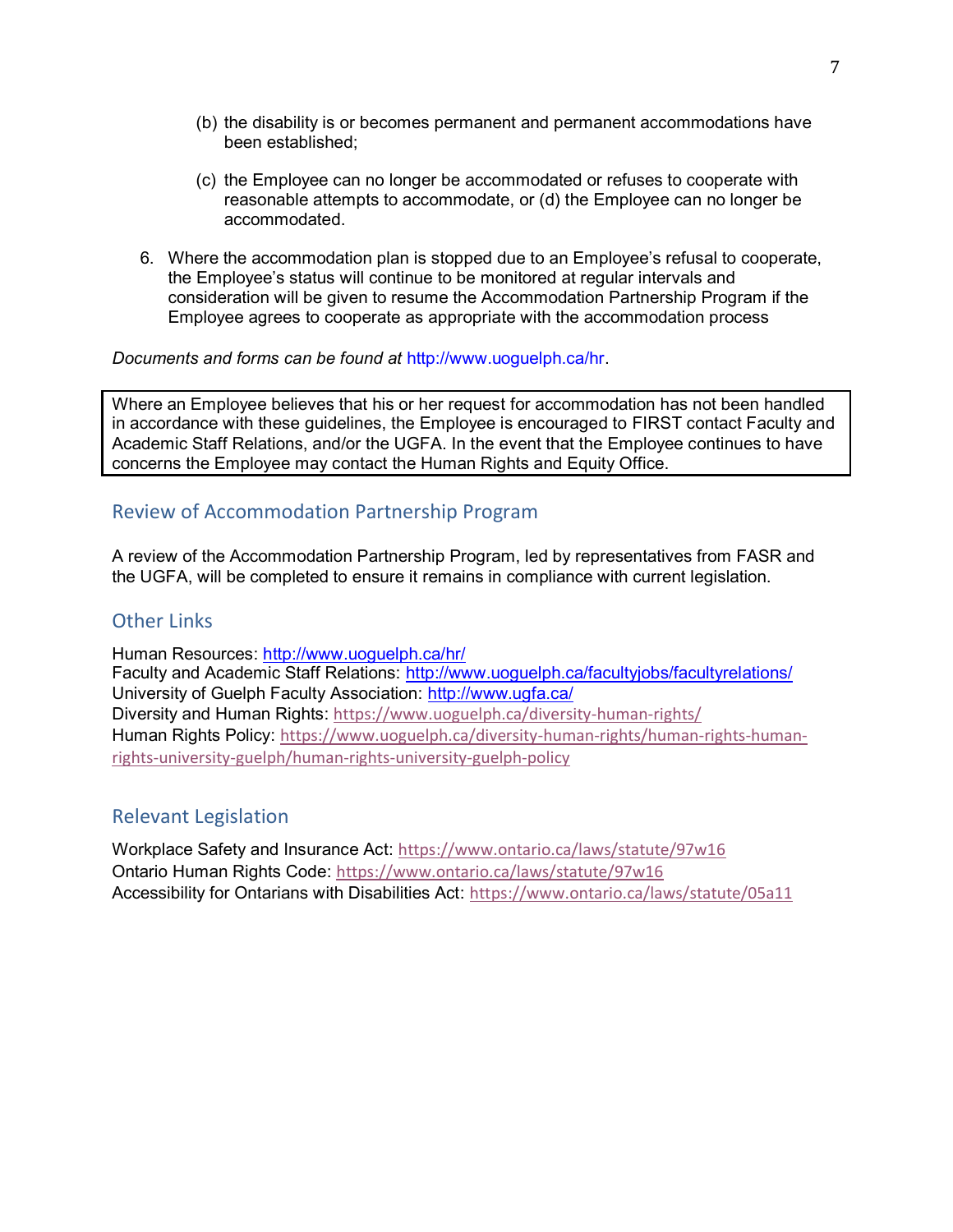(b) the disability is or becomes permanent and permanent accommodations have been established;

(c) the Employee can no longer be accommodated or refuses to cooperate with reasonable attempts to accommodate, or (d) the Employee can no longer be accommodated.

6. Where the accommodation plan is stopped due to an Employee's refusal to cooperate, the Employee's status will continue to be monitored at regular intervals and consideration will be given to resume the Accommodation Partnership Program if the Employee agrees to cooperate as appropriate with the accommodation process

*Documents and forms can be found at* http://www.uoguelph.ca/hr.

Where an Employee believes that his or her request for accommodation has not been handled in accordance with these guidelines, the Employee is encouraged to FIRST contact Faculty and Academic Staff Relations, and/or the UGFA. In the event that the Employee continues to have concerns the Employee may contact the Human Rights and Equity Office.

## Review of Accommodation Partnership Program

A review of the Accommodation Partnership Program, led by representatives from FASR and the UGFA, will be completed to ensure it remains in compliance with current legislation.

## Other Links

Human Resources: http://www.uoguelph.ca/hr/
Faculty and Academic Staff Relations: http://www.uoguelph.ca/facultyjobs/facultyrelations/
University of Guelph Faculty Association: http://www.ugfa.ca/
Diversity and Human Rights: https://www.uoguelph.ca/diversity-human-rights/
Human Rights Policy: https://www.uoguelph.ca/diversity-human-rights/human-rights-human-rights-university-guelph/human-rights-university-guelph-policy

## Relevant Legislation

Workplace Safety and Insurance Act: https://www.ontario.ca/laws/statute/97w16
Ontario Human Rights Code: https://www.ontario.ca/laws/statute/97w16
Accessibility for Ontarians with Disabilities Act: https://www.ontario.ca/laws/statute/05a11